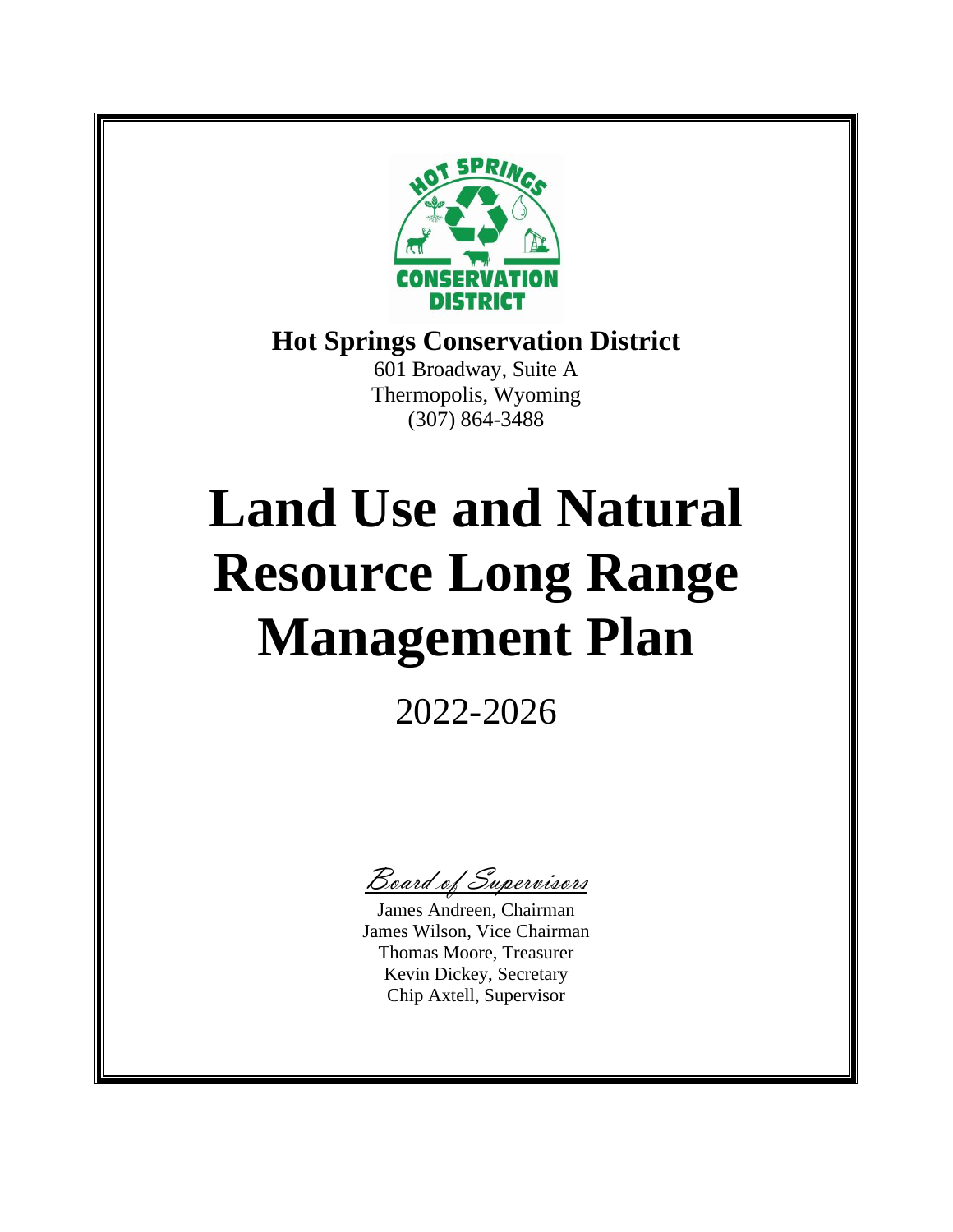**Hot Springs Conservation District**

601 Broadway, Suite A
Thermopolis, Wyoming
(307) 864-3488

# Land Use and Natural Resource Long Range Management Plan

2022-2026

*Board of Supervisors*

James Andreen, Chairman
James Wilson, Vice Chairman
Thomas Moore, Treasurer
Kevin Dickey, Secretary
Chip Axtell, Supervisor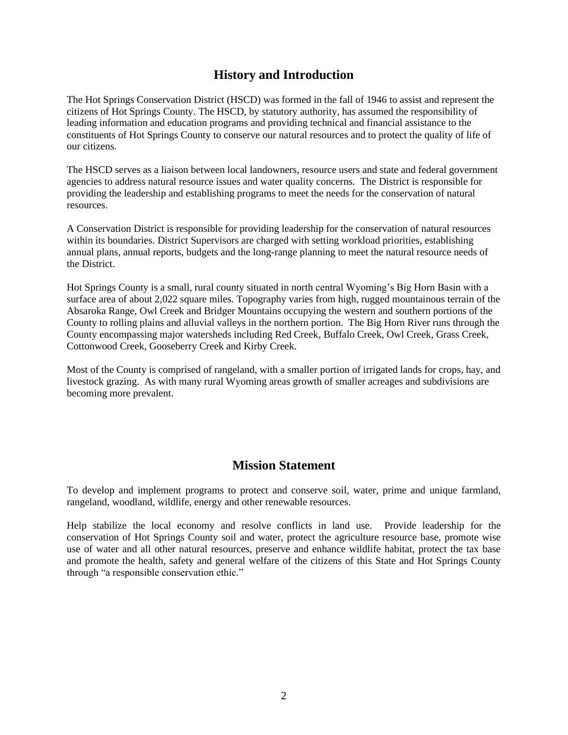## History and Introduction

The Hot Springs Conservation District (HSCD) was formed in the fall of 1946 to assist and represent the citizens of Hot Springs County. The HSCD, by statutory authority, has assumed the responsibility of leading information and education programs and providing technical and financial assistance to the constituents of Hot Springs County to conserve our natural resources and to protect the quality of life of our citizens.

The HSCD serves as a liaison between local landowners, resource users and state and federal government agencies to address natural resource issues and water quality concerns. The District is responsible for providing the leadership and establishing programs to meet the needs for the conservation of natural resources.

A Conservation District is responsible for providing leadership for the conservation of natural resources within its boundaries. District Supervisors are charged with setting workload priorities, establishing annual plans, annual reports, budgets and the long-range planning to meet the natural resource needs of the District.

Hot Springs County is a small, rural county situated in north central Wyoming's Big Horn Basin with a surface area of about 2,022 square miles. Topography varies from high, rugged mountainous terrain of the Absaroka Range, Owl Creek and Bridger Mountains occupying the western and southern portions of the County to rolling plains and alluvial valleys in the northern portion. The Big Horn River runs through the County encompassing major watersheds including Red Creek, Buffalo Creek, Owl Creek, Grass Creek, Cottonwood Creek, Gooseberry Creek and Kirby Creek.

Most of the County is comprised of rangeland, with a smaller portion of irrigated lands for crops, hay, and livestock grazing. As with many rural Wyoming areas growth of smaller acreages and subdivisions are becoming more prevalent.

## Mission Statement

To develop and implement programs to protect and conserve soil, water, prime and unique farmland, rangeland, woodland, wildlife, energy and other renewable resources.

Help stabilize the local economy and resolve conflicts in land use. Provide leadership for the conservation of Hot Springs County soil and water, protect the agriculture resource base, promote wise use of water and all other natural resources, preserve and enhance wildlife habitat, protect the tax base and promote the health, safety and general welfare of the citizens of this State and Hot Springs County through "a responsible conservation ethic."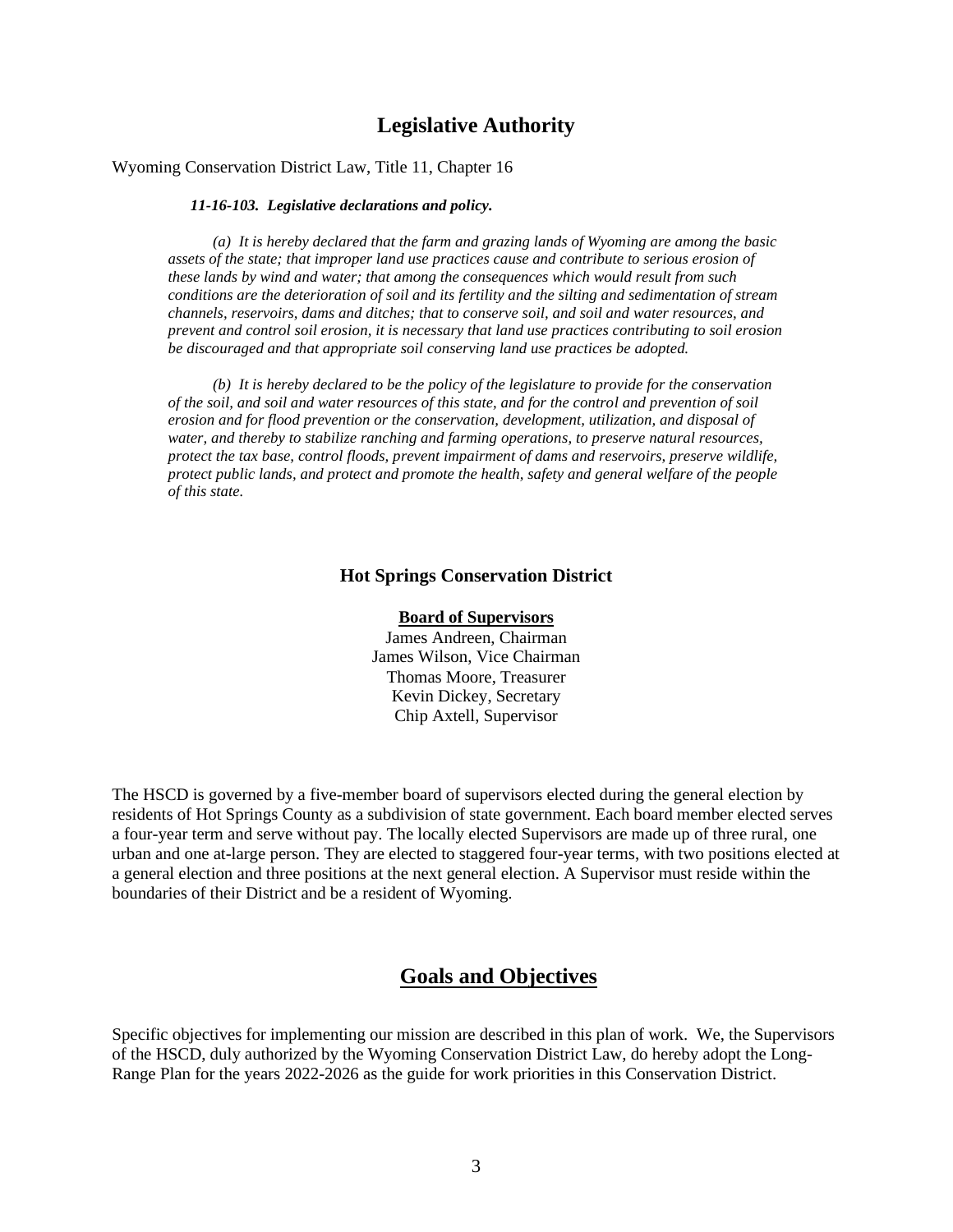## Legislative Authority

Wyoming Conservation District Law, Title 11, Chapter 16

***11-16-103. Legislative declarations and policy.***

*(a) It is hereby declared that the farm and grazing lands of Wyoming are among the basic assets of the state; that improper land use practices cause and contribute to serious erosion of these lands by wind and water; that among the consequences which would result from such conditions are the deterioration of soil and its fertility and the silting and sedimentation of stream channels, reservoirs, dams and ditches; that to conserve soil, and soil and water resources, and prevent and control soil erosion, it is necessary that land use practices contributing to soil erosion be discouraged and that appropriate soil conserving land use practices be adopted.*

*(b) It is hereby declared to be the policy of the legislature to provide for the conservation of the soil, and soil and water resources of this state, and for the control and prevention of soil erosion and for flood prevention or the conservation, development, utilization, and disposal of water, and thereby to stabilize ranching and farming operations, to preserve natural resources, protect the tax base, control floods, prevent impairment of dams and reservoirs, preserve wildlife, protect public lands, and protect and promote the health, safety and general welfare of the people of this state.*

### Hot Springs Conservation District

**Board of Supervisors**

James Andreen, Chairman
James Wilson, Vice Chairman
Thomas Moore, Treasurer
Kevin Dickey, Secretary
Chip Axtell, Supervisor

The HSCD is governed by a five-member board of supervisors elected during the general election by residents of Hot Springs County as a subdivision of state government. Each board member elected serves a four-year term and serve without pay. The locally elected Supervisors are made up of three rural, one urban and one at-large person. They are elected to staggered four-year terms, with two positions elected at a general election and three positions at the next general election. A Supervisor must reside within the boundaries of their District and be a resident of Wyoming.

## Goals and Objectives

Specific objectives for implementing our mission are described in this plan of work. We, the Supervisors of the HSCD, duly authorized by the Wyoming Conservation District Law, do hereby adopt the Long-Range Plan for the years 2022-2026 as the guide for work priorities in this Conservation District.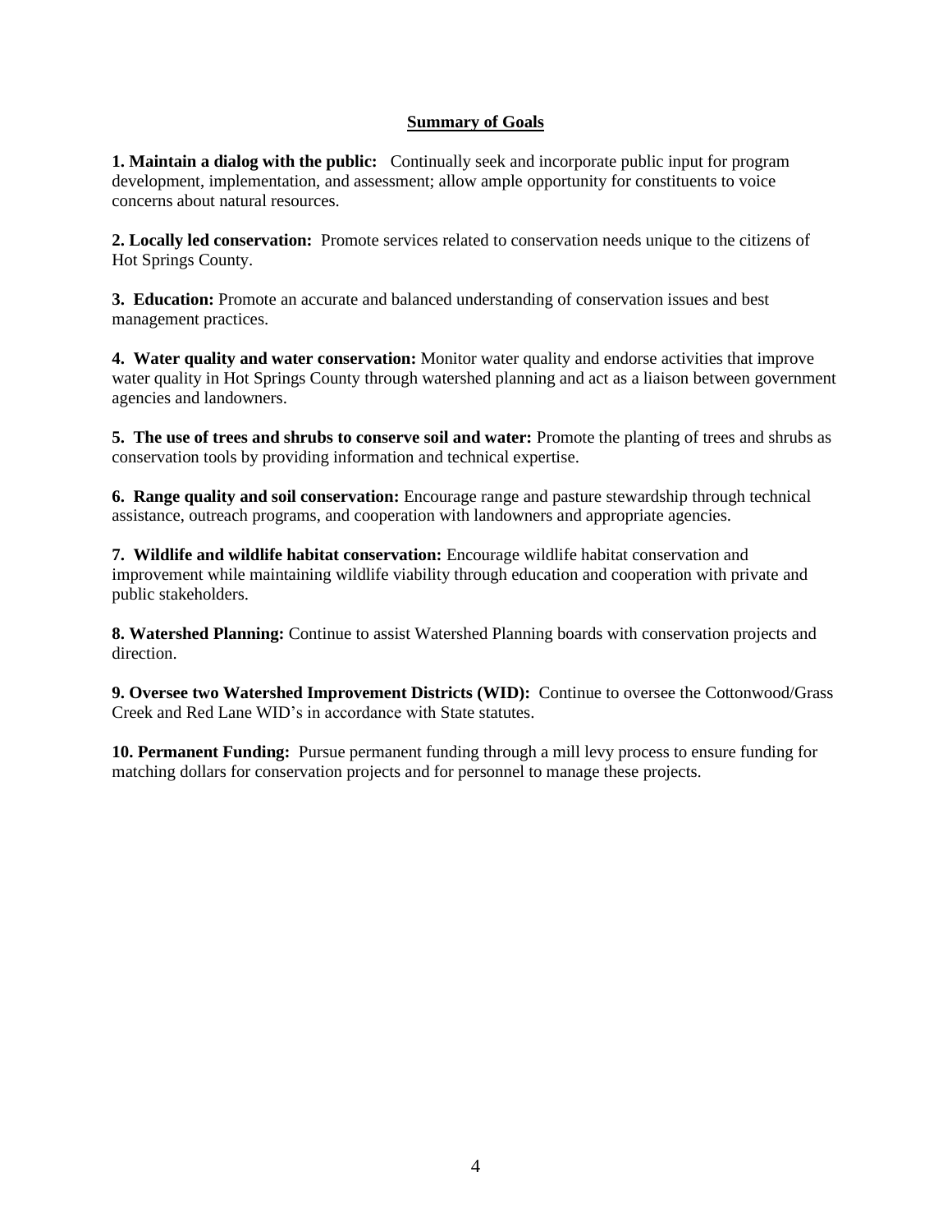## Summary of Goals

**1. Maintain a dialog with the public:** Continually seek and incorporate public input for program development, implementation, and assessment; allow ample opportunity for constituents to voice concerns about natural resources.

**2. Locally led conservation:** Promote services related to conservation needs unique to the citizens of Hot Springs County.

**3. Education:** Promote an accurate and balanced understanding of conservation issues and best management practices.

**4. Water quality and water conservation:** Monitor water quality and endorse activities that improve water quality in Hot Springs County through watershed planning and act as a liaison between government agencies and landowners.

**5. The use of trees and shrubs to conserve soil and water:** Promote the planting of trees and shrubs as conservation tools by providing information and technical expertise.

**6. Range quality and soil conservation:** Encourage range and pasture stewardship through technical assistance, outreach programs, and cooperation with landowners and appropriate agencies.

**7. Wildlife and wildlife habitat conservation:** Encourage wildlife habitat conservation and improvement while maintaining wildlife viability through education and cooperation with private and public stakeholders.

**8. Watershed Planning:** Continue to assist Watershed Planning boards with conservation projects and direction.

**9. Oversee two Watershed Improvement Districts (WID):** Continue to oversee the Cottonwood/Grass Creek and Red Lane WID's in accordance with State statutes.

**10. Permanent Funding:** Pursue permanent funding through a mill levy process to ensure funding for matching dollars for conservation projects and for personnel to manage these projects.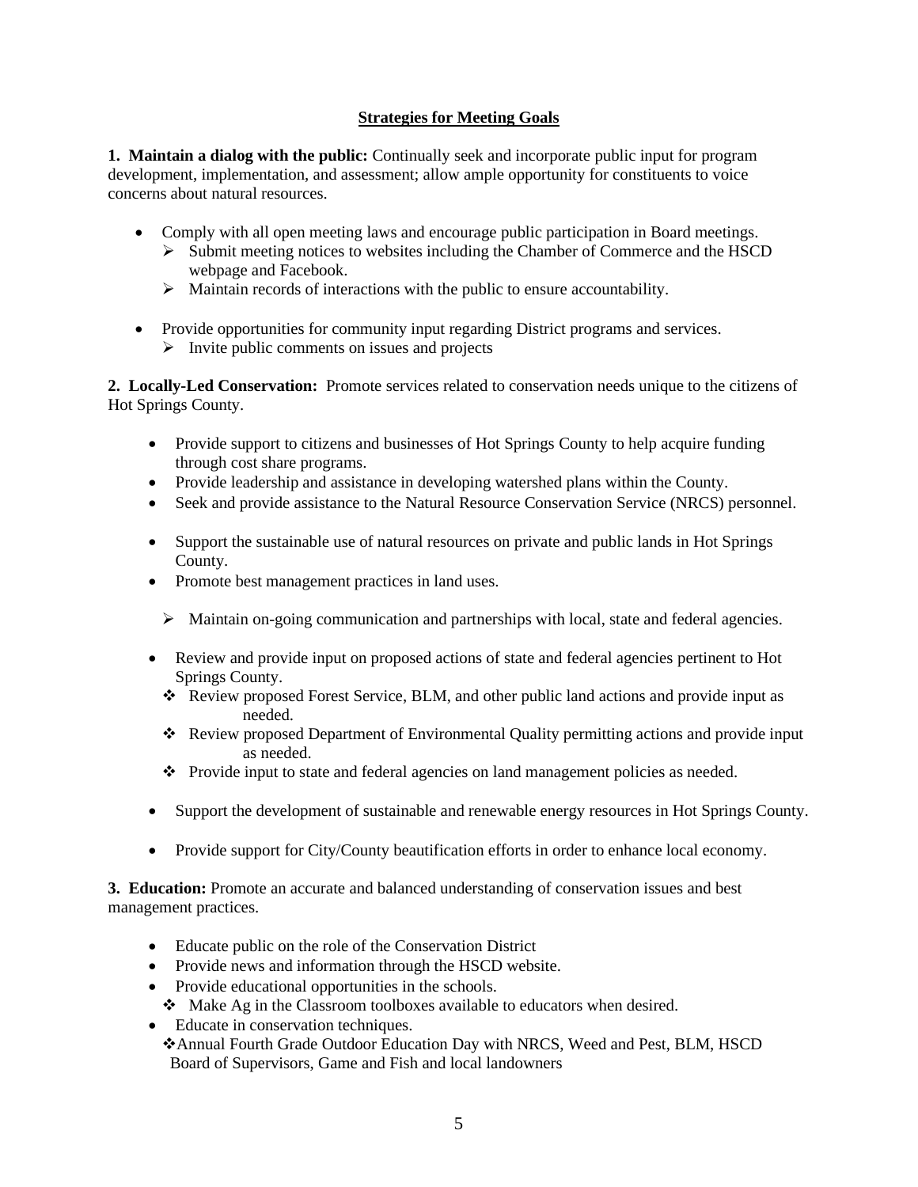## Strategies for Meeting Goals

**1. Maintain a dialog with the public:** Continually seek and incorporate public input for program development, implementation, and assessment; allow ample opportunity for constituents to voice concerns about natural resources.

- Comply with all open meeting laws and encourage public participation in Board meetings.
  - Submit meeting notices to websites including the Chamber of Commerce and the HSCD webpage and Facebook.
  - Maintain records of interactions with the public to ensure accountability.
- Provide opportunities for community input regarding District programs and services.
  - Invite public comments on issues and projects

**2. Locally-Led Conservation:** Promote services related to conservation needs unique to the citizens of Hot Springs County.

- Provide support to citizens and businesses of Hot Springs County to help acquire funding through cost share programs.
- Provide leadership and assistance in developing watershed plans within the County.
- Seek and provide assistance to the Natural Resource Conservation Service (NRCS) personnel.
- Support the sustainable use of natural resources on private and public lands in Hot Springs County.
- Promote best management practices in land uses.
  - Maintain on-going communication and partnerships with local, state and federal agencies.
- Review and provide input on proposed actions of state and federal agencies pertinent to Hot Springs County.
  - Review proposed Forest Service, BLM, and other public land actions and provide input as needed.
  - Review proposed Department of Environmental Quality permitting actions and provide input as needed.
  - Provide input to state and federal agencies on land management policies as needed.
- Support the development of sustainable and renewable energy resources in Hot Springs County.
- Provide support for City/County beautification efforts in order to enhance local economy.

**3. Education:** Promote an accurate and balanced understanding of conservation issues and best management practices.

- Educate public on the role of the Conservation District
- Provide news and information through the HSCD website.
- Provide educational opportunities in the schools.
  - Make Ag in the Classroom toolboxes available to educators when desired.
- Educate in conservation techniques.
  - Annual Fourth Grade Outdoor Education Day with NRCS, Weed and Pest, BLM, HSCD Board of Supervisors, Game and Fish and local landowners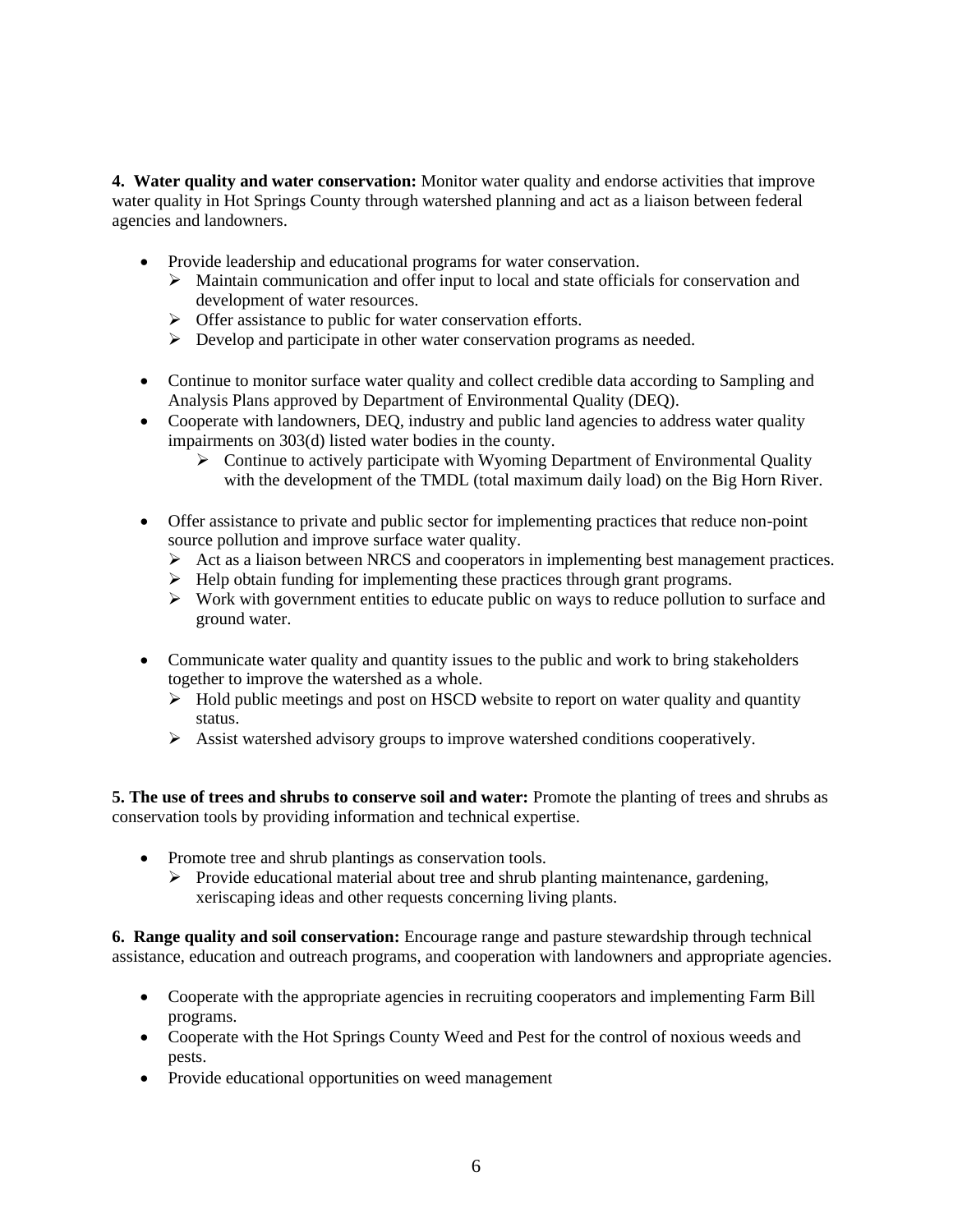**4. Water quality and water conservation:** Monitor water quality and endorse activities that improve water quality in Hot Springs County through watershed planning and act as a liaison between federal agencies and landowners.

- Provide leadership and educational programs for water conservation.
  - Maintain communication and offer input to local and state officials for conservation and development of water resources.
  - Offer assistance to public for water conservation efforts.
  - Develop and participate in other water conservation programs as needed.

- Continue to monitor surface water quality and collect credible data according to Sampling and Analysis Plans approved by Department of Environmental Quality (DEQ).
- Cooperate with landowners, DEQ, industry and public land agencies to address water quality impairments on 303(d) listed water bodies in the county.
  - Continue to actively participate with Wyoming Department of Environmental Quality with the development of the TMDL (total maximum daily load) on the Big Horn River.

- Offer assistance to private and public sector for implementing practices that reduce non-point source pollution and improve surface water quality.
  - Act as a liaison between NRCS and cooperators in implementing best management practices.
  - Help obtain funding for implementing these practices through grant programs.
  - Work with government entities to educate public on ways to reduce pollution to surface and ground water.

- Communicate water quality and quantity issues to the public and work to bring stakeholders together to improve the watershed as a whole.
  - Hold public meetings and post on HSCD website to report on water quality and quantity status.
  - Assist watershed advisory groups to improve watershed conditions cooperatively.

**5. The use of trees and shrubs to conserve soil and water:** Promote the planting of trees and shrubs as conservation tools by providing information and technical expertise.

- Promote tree and shrub plantings as conservation tools.
  - Provide educational material about tree and shrub planting maintenance, gardening, xeriscaping ideas and other requests concerning living plants.

**6. Range quality and soil conservation:** Encourage range and pasture stewardship through technical assistance, education and outreach programs, and cooperation with landowners and appropriate agencies.

- Cooperate with the appropriate agencies in recruiting cooperators and implementing Farm Bill programs.
- Cooperate with the Hot Springs County Weed and Pest for the control of noxious weeds and pests.
- Provide educational opportunities on weed management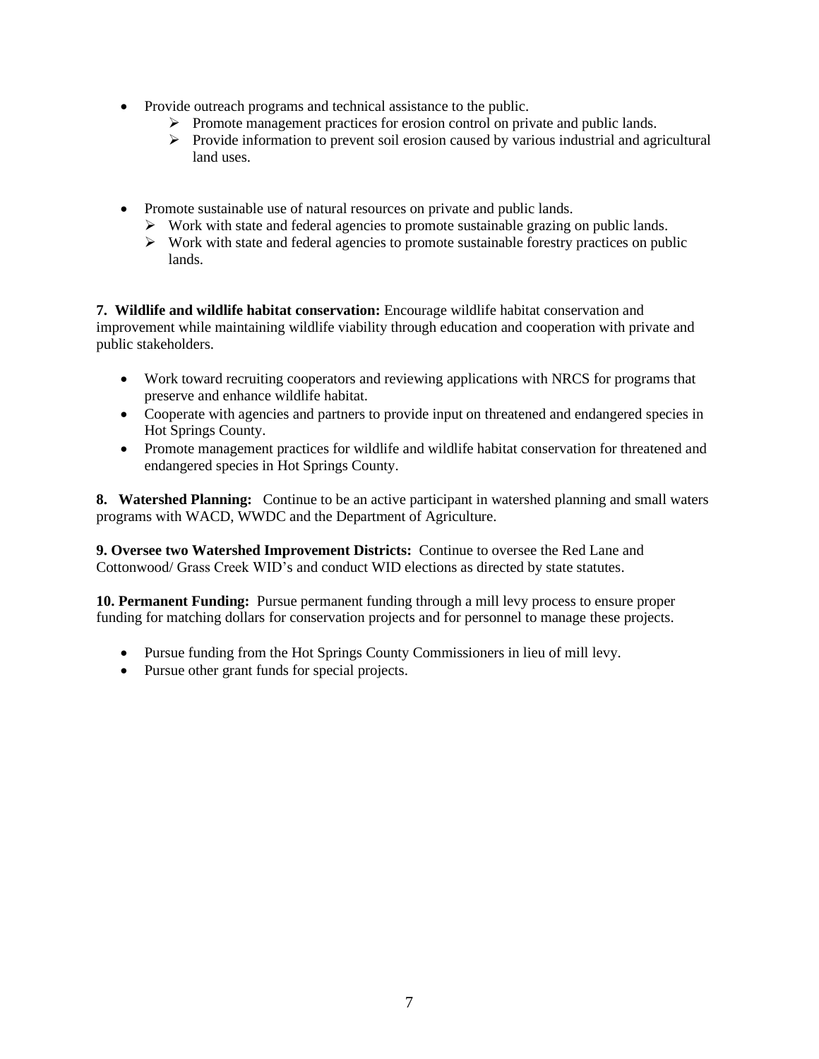- Provide outreach programs and technical assistance to the public.
  - Promote management practices for erosion control on private and public lands.
  - Provide information to prevent soil erosion caused by various industrial and agricultural land uses.

- Promote sustainable use of natural resources on private and public lands.
  - Work with state and federal agencies to promote sustainable grazing on public lands.
  - Work with state and federal agencies to promote sustainable forestry practices on public lands.

**7. Wildlife and wildlife habitat conservation:** Encourage wildlife habitat conservation and improvement while maintaining wildlife viability through education and cooperation with private and public stakeholders.

- Work toward recruiting cooperators and reviewing applications with NRCS for programs that preserve and enhance wildlife habitat.
- Cooperate with agencies and partners to provide input on threatened and endangered species in Hot Springs County.
- Promote management practices for wildlife and wildlife habitat conservation for threatened and endangered species in Hot Springs County.

**8. Watershed Planning:** Continue to be an active participant in watershed planning and small waters programs with WACD, WWDC and the Department of Agriculture.

**9. Oversee two Watershed Improvement Districts:** Continue to oversee the Red Lane and Cottonwood/ Grass Creek WID's and conduct WID elections as directed by state statutes.

**10. Permanent Funding:** Pursue permanent funding through a mill levy process to ensure proper funding for matching dollars for conservation projects and for personnel to manage these projects.

- Pursue funding from the Hot Springs County Commissioners in lieu of mill levy.
- Pursue other grant funds for special projects.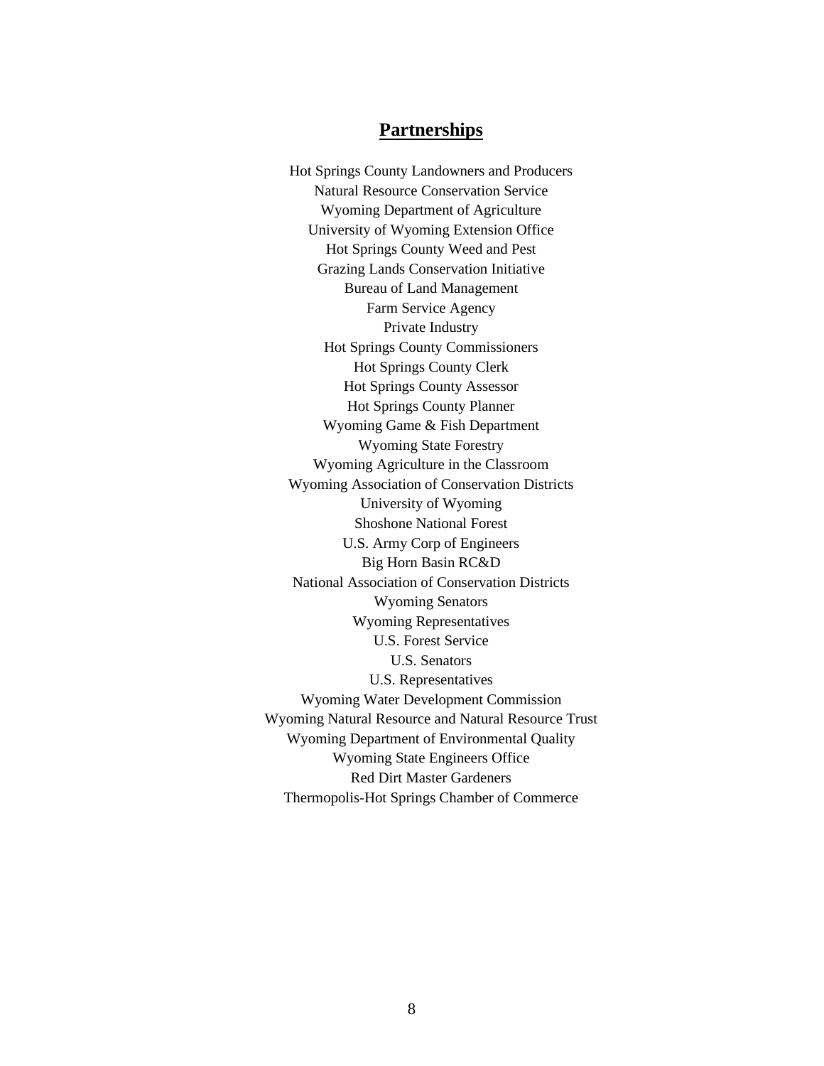## Partnerships

Hot Springs County Landowners and Producers
Natural Resource Conservation Service
Wyoming Department of Agriculture
University of Wyoming Extension Office
Hot Springs County Weed and Pest
Grazing Lands Conservation Initiative
Bureau of Land Management
Farm Service Agency
Private Industry
Hot Springs County Commissioners
Hot Springs County Clerk
Hot Springs County Assessor
Hot Springs County Planner
Wyoming Game & Fish Department
Wyoming State Forestry
Wyoming Agriculture in the Classroom
Wyoming Association of Conservation Districts
University of Wyoming
Shoshone National Forest
U.S. Army Corp of Engineers
Big Horn Basin RC&D
National Association of Conservation Districts
Wyoming Senators
Wyoming Representatives
U.S. Forest Service
U.S. Senators
U.S. Representatives
Wyoming Water Development Commission
Wyoming Natural Resource and Natural Resource Trust
Wyoming Department of Environmental Quality
Wyoming State Engineers Office
Red Dirt Master Gardeners
Thermopolis-Hot Springs Chamber of Commerce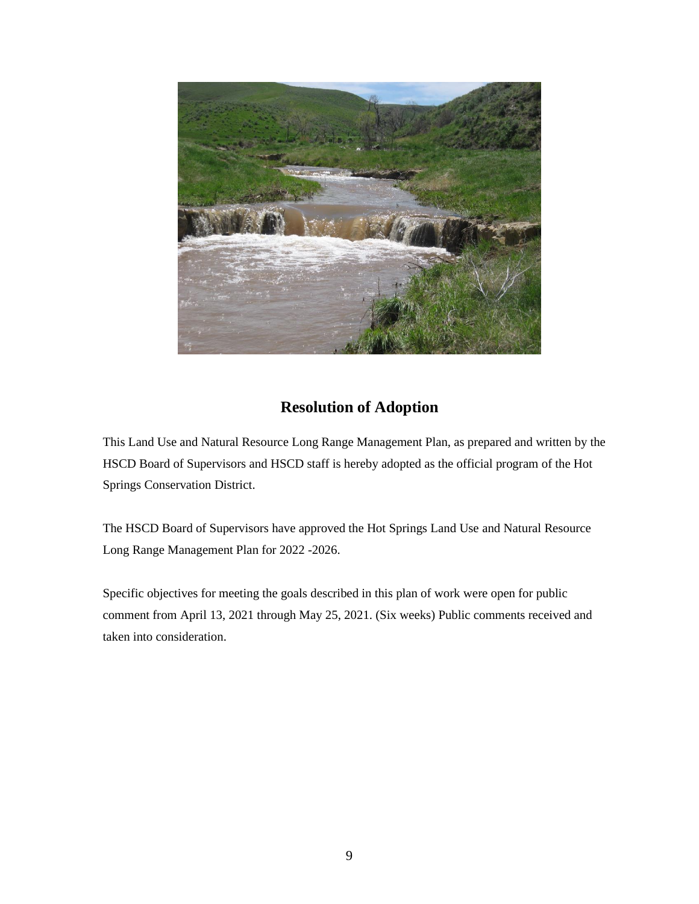## Resolution of Adoption

This Land Use and Natural Resource Long Range Management Plan, as prepared and written by the HSCD Board of Supervisors and HSCD staff is hereby adopted as the official program of the Hot Springs Conservation District.

The HSCD Board of Supervisors have approved the Hot Springs Land Use and Natural Resource Long Range Management Plan for 2022 -2026.

Specific objectives for meeting the goals described in this plan of work were open for public comment from April 13, 2021 through May 25, 2021. (Six weeks) Public comments received and taken into consideration.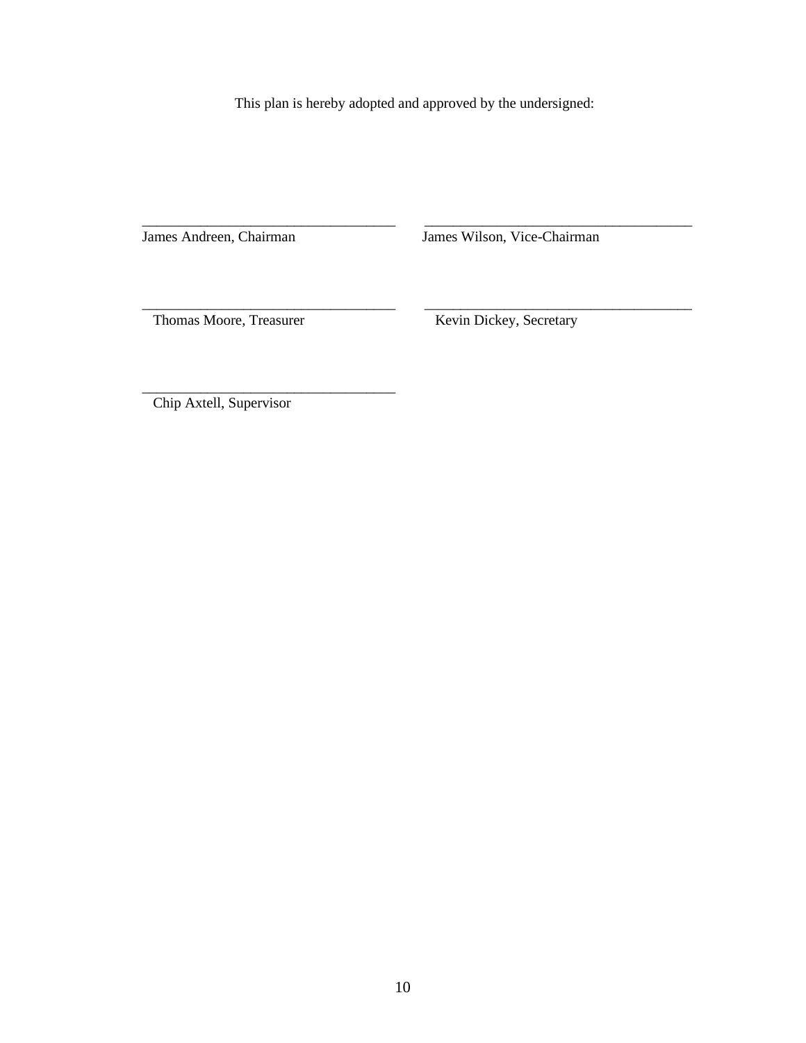This plan is hereby adopted and approved by the undersigned:

| | |
|---|---|
| ___________________________________ | ___________________________________ |
| James Andreen, Chairman | James Wilson, Vice-Chairman |
| ___________________________________ | ___________________________________ |
| Thomas Moore, Treasurer | Kevin Dickey, Secretary |
| ___________________________________ | |
| Chip Axtell, Supervisor | |